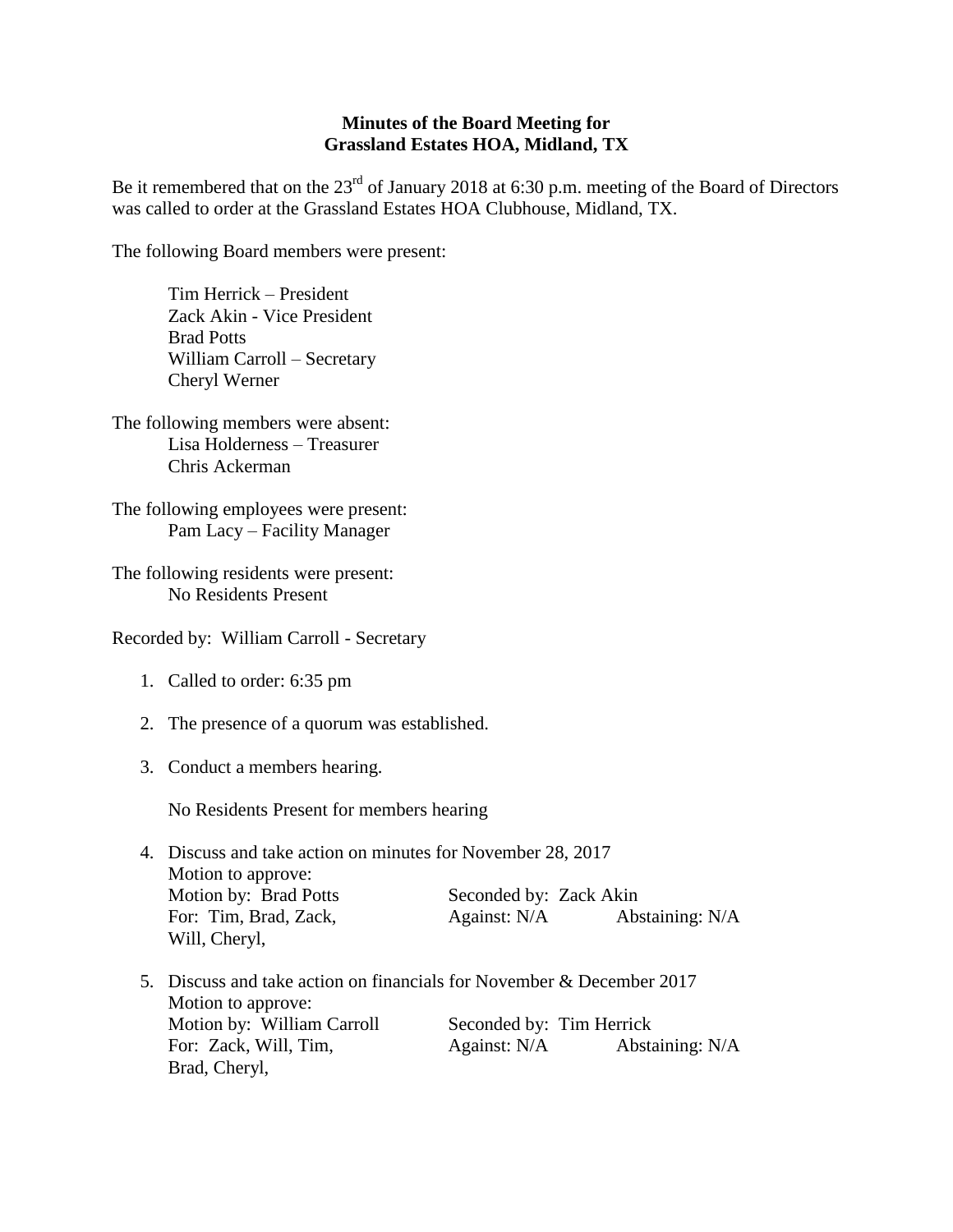**Minutes of the Board Meeting for**
**Grassland Estates HOA, Midland, TX**

Be it remembered that on the 23rd of January 2018 at 6:30 p.m. meeting of the Board of Directors was called to order at the Grassland Estates HOA Clubhouse, Midland, TX.

The following Board members were present:

Tim Herrick – President
Zack Akin - Vice President
Brad Potts
William Carroll – Secretary
Cheryl Werner

The following members were absent:
Lisa Holderness – Treasurer
Chris Ackerman

The following employees were present:
Pam Lacy – Facility Manager

The following residents were present:
No Residents Present

Recorded by: William Carroll - Secretary

1. Called to order: 6:35 pm

2. The presence of a quorum was established.

3. Conduct a members hearing.

   No Residents Present for members hearing

4. Discuss and take action on minutes for November 28, 2017
   Motion to approve:
   Motion by: Brad Potts Seconded by: Zack Akin
   For: Tim, Brad, Zack, Will, Cheryl, Against: N/A Abstaining: N/A

5. Discuss and take action on financials for November & December 2017
   Motion to approve:
   Motion by: William Carroll Seconded by: Tim Herrick
   For: Zack, Will, Tim, Brad, Cheryl, Against: N/A Abstaining: N/A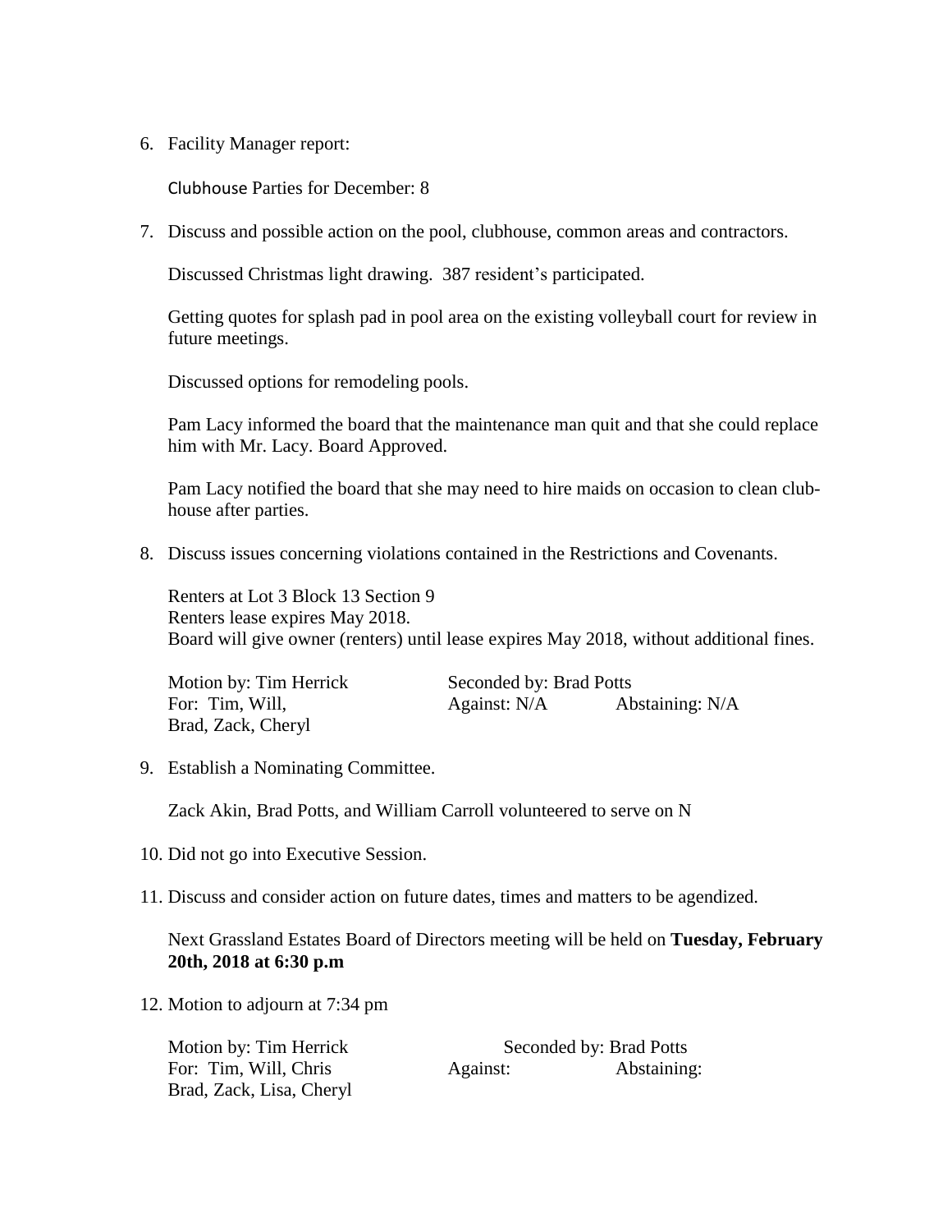6. Facility Manager report:

   Clubhouse Parties for December: 8

7. Discuss and possible action on the pool, clubhouse, common areas and contractors.

   Discussed Christmas light drawing. 387 resident's participated.

   Getting quotes for splash pad in pool area on the existing volleyball court for review in future meetings.

   Discussed options for remodeling pools.

   Pam Lacy informed the board that the maintenance man quit and that she could replace him with Mr. Lacy. Board Approved.

   Pam Lacy notified the board that she may need to hire maids on occasion to clean club-house after parties.

8. Discuss issues concerning violations contained in the Restrictions and Covenants.

   Renters at Lot 3 Block 13 Section 9
   Renters lease expires May 2018.
   Board will give owner (renters) until lease expires May 2018, without additional fines.

   Motion by: Tim Herrick    Seconded by: Brad Potts
   For: Tim, Will, Brad, Zack, Cheryl    Against: N/A    Abstaining: N/A

9. Establish a Nominating Committee.

   Zack Akin, Brad Potts, and William Carroll volunteered to serve on N

10. Did not go into Executive Session.

11. Discuss and consider action on future dates, times and matters to be agendized.

    Next Grassland Estates Board of Directors meeting will be held on **Tuesday, February 20th, 2018 at 6:30 p.m**

12. Motion to adjourn at 7:34 pm

    Motion by: Tim Herrick    Seconded by: Brad Potts
    For: Tim, Will, Chris Brad, Zack, Lisa, Cheryl    Against:    Abstaining: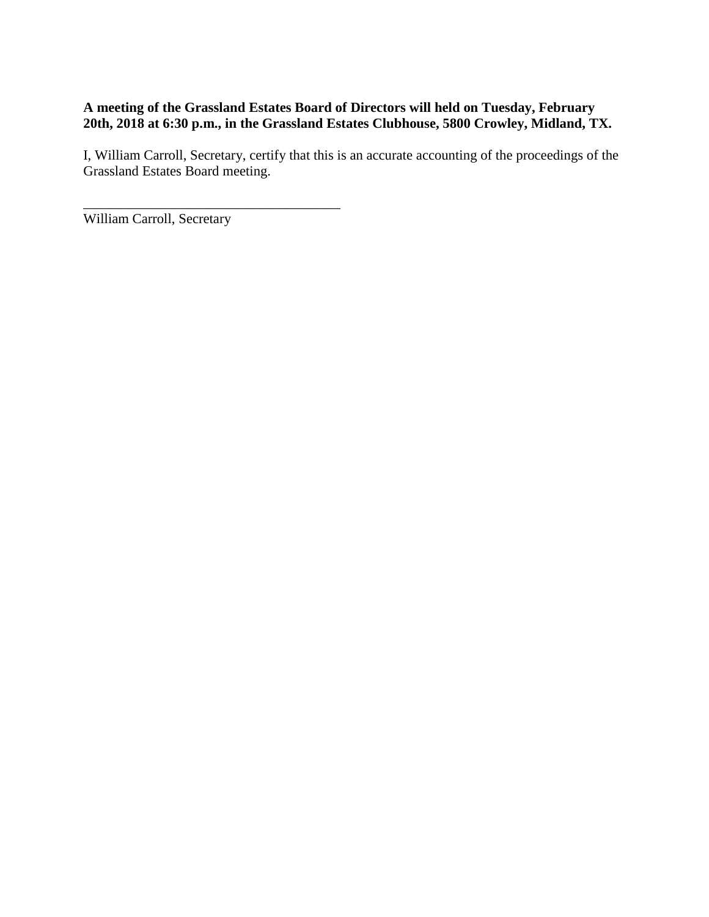**A meeting of the Grassland Estates Board of Directors will held on Tuesday, February 20th, 2018 at 6:30 p.m., in the Grassland Estates Clubhouse, 5800 Crowley, Midland, TX.**

I, William Carroll, Secretary, certify that this is an accurate accounting of the proceedings of the Grassland Estates Board meeting.

\_\_\_\_\_\_\_\_\_\_\_\_\_\_\_\_\_\_\_\_\_\_\_\_\_\_\_\_\_\_\_\_\_\_\_\_\_\_\_\_

William Carroll, Secretary